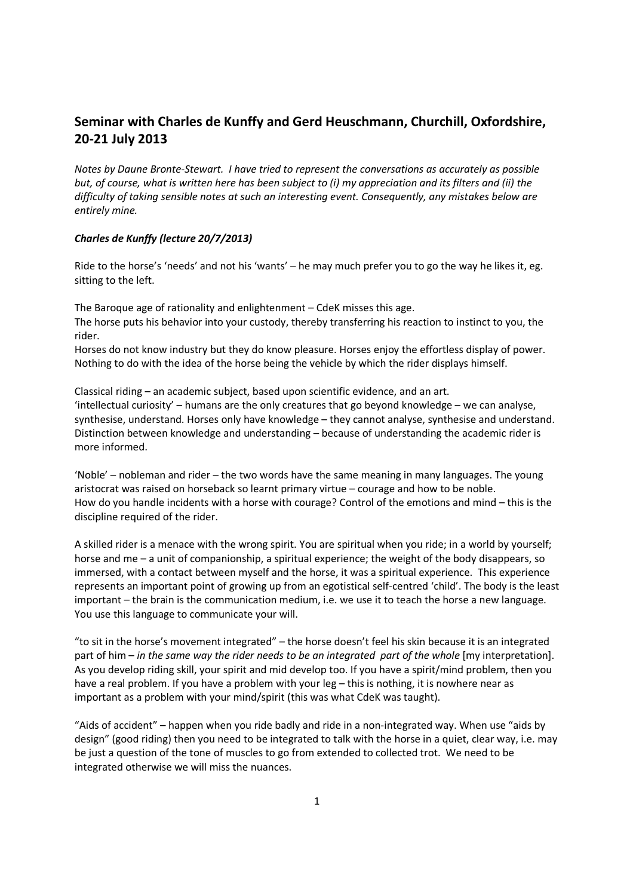## Seminar with Charles de Kunffy and Gerd Heuschmann, Churchill, Oxfordshire, 20-21 July 2013

*Notes by Daune Bronte-Stewart. I have tried to represent the conversations as accurately as possible but, of course, what is written here has been subject to (i) my appreciation and its filters and (ii) the difficulty of taking sensible notes at such an interesting event. Consequently, any mistakes below are entirely mine.*

### *Charles de Kunffy (lecture 20/7/2013)*

Ride to the horse's 'needs' and not his 'wants' – he may much prefer you to go the way he likes it, eg. sitting to the left.

The Baroque age of rationality and enlightenment – CdeK misses this age.
The horse puts his behavior into your custody, thereby transferring his reaction to instinct to you, the rider.
Horses do not know industry but they do know pleasure. Horses enjoy the effortless display of power. Nothing to do with the idea of the horse being the vehicle by which the rider displays himself.

Classical riding – an academic subject, based upon scientific evidence, and an art.
'intellectual curiosity' – humans are the only creatures that go beyond knowledge – we can analyse, synthesise, understand. Horses only have knowledge – they cannot analyse, synthesise and understand. Distinction between knowledge and understanding – because of understanding the academic rider is more informed.

'Noble' – nobleman and rider – the two words have the same meaning in many languages. The young aristocrat was raised on horseback so learnt primary virtue – courage and how to be noble.
How do you handle incidents with a horse with courage? Control of the emotions and mind – this is the discipline required of the rider.

A skilled rider is a menace with the wrong spirit. You are spiritual when you ride; in a world by yourself; horse and me – a unit of companionship, a spiritual experience; the weight of the body disappears, so immersed, with a contact between myself and the horse, it was a spiritual experience. This experience represents an important point of growing up from an egotistical self-centred 'child'. The body is the least important – the brain is the communication medium, i.e. we use it to teach the horse a new language. You use this language to communicate your will.

"to sit in the horse's movement integrated" – the horse doesn't feel his skin because it is an integrated part of him – *in the same way the rider needs to be an integrated part of the whole* [my interpretation]. As you develop riding skill, your spirit and mid develop too. If you have a spirit/mind problem, then you have a real problem. If you have a problem with your leg – this is nothing, it is nowhere near as important as a problem with your mind/spirit (this was what CdeK was taught).

"Aids of accident" – happen when you ride badly and ride in a non-integrated way. When use "aids by design" (good riding) then you need to be integrated to talk with the horse in a quiet, clear way, i.e. may be just a question of the tone of muscles to go from extended to collected trot. We need to be integrated otherwise we will miss the nuances.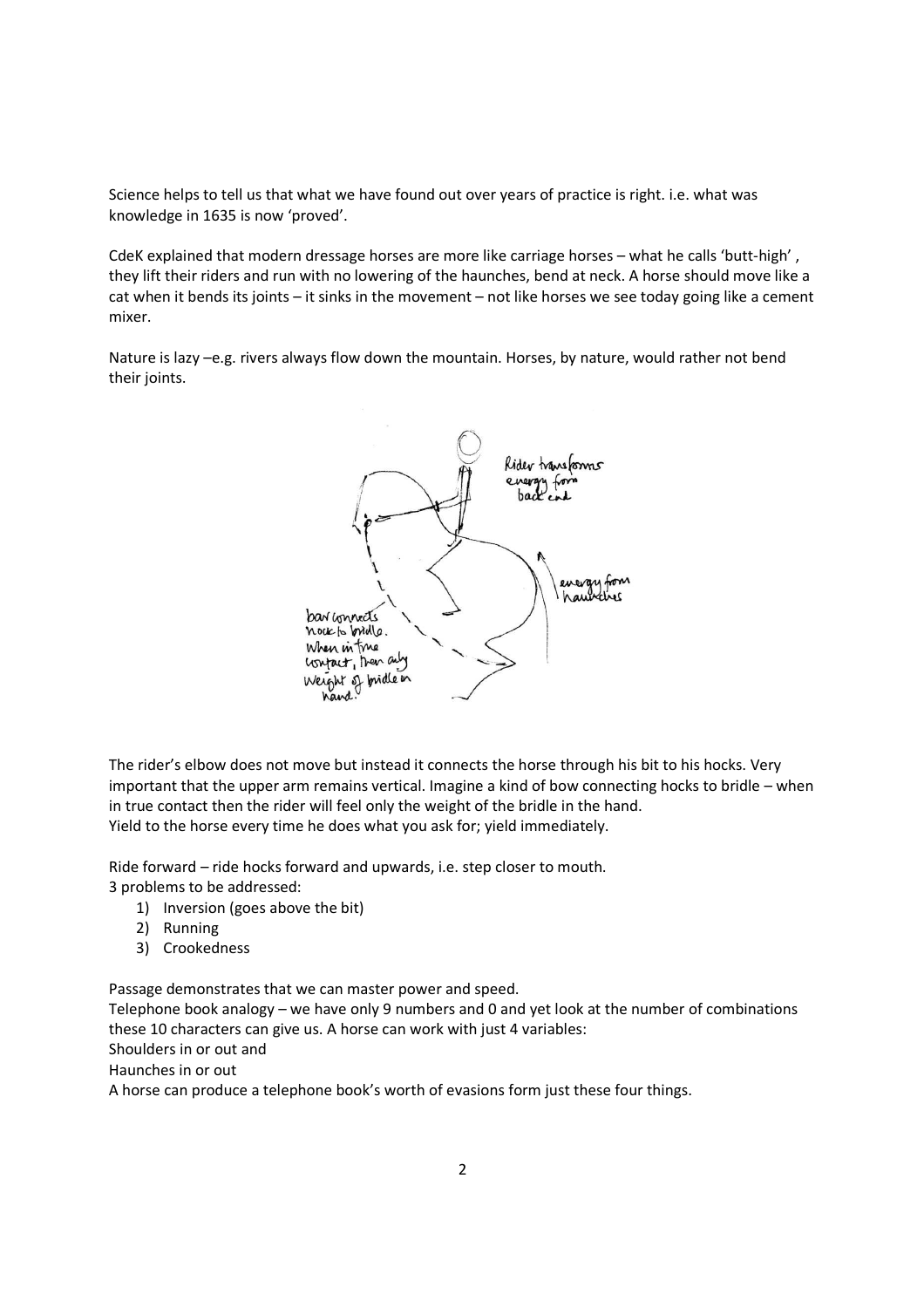Science helps to tell us that what we have found out over years of practice is right. i.e. what was knowledge in 1635 is now 'proved'.

CdeK explained that modern dressage horses are more like carriage horses – what he calls 'butt-high' , they lift their riders and run with no lowering of the haunches, bend at neck. A horse should move like a cat when it bends its joints – it sinks in the movement – not like horses we see today going like a cement mixer.

Nature is lazy –e.g. rivers always flow down the mountain. Horses, by nature, would rather not bend their joints.

The rider's elbow does not move but instead it connects the horse through his bit to his hocks. Very important that the upper arm remains vertical. Imagine a kind of bow connecting hocks to bridle – when in true contact then the rider will feel only the weight of the bridle in the hand.
Yield to the horse every time he does what you ask for; yield immediately.

Ride forward – ride hocks forward and upwards, i.e. step closer to mouth.
3 problems to be addressed:

1) Inversion (goes above the bit)
2) Running
3) Crookedness

Passage demonstrates that we can master power and speed.
Telephone book analogy – we have only 9 numbers and 0 and yet look at the number of combinations these 10 characters can give us. A horse can work with just 4 variables:
Shoulders in or out and
Haunches in or out
A horse can produce a telephone book's worth of evasions form just these four things.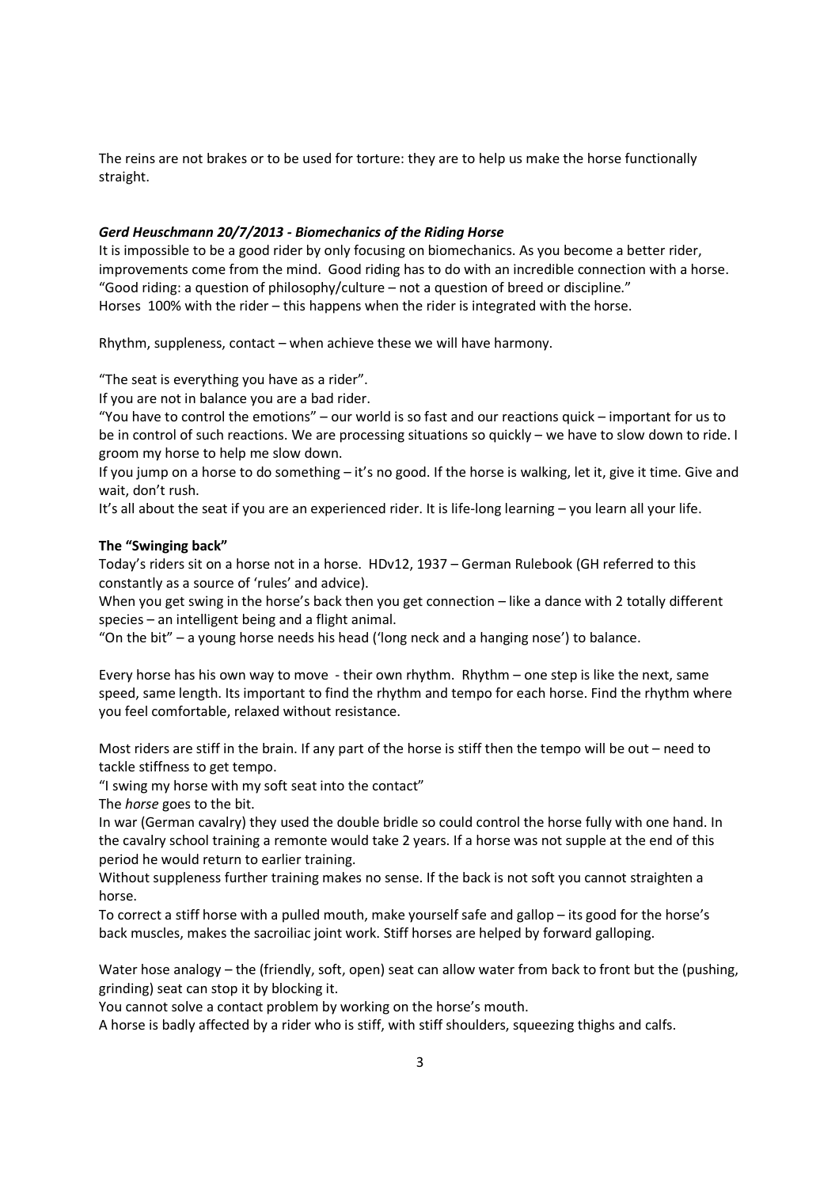The reins are not brakes or to be used for torture: they are to help us make the horse functionally straight.

***Gerd Heuschmann 20/7/2013 - Biomechanics of the Riding Horse***

It is impossible to be a good rider by only focusing on biomechanics. As you become a better rider, improvements come from the mind. Good riding has to do with an incredible connection with a horse.
"Good riding: a question of philosophy/culture – not a question of breed or discipline."
Horses 100% with the rider – this happens when the rider is integrated with the horse.

Rhythm, suppleness, contact – when achieve these we will have harmony.

"The seat is everything you have as a rider".
If you are not in balance you are a bad rider.
"You have to control the emotions" – our world is so fast and our reactions quick – important for us to be in control of such reactions. We are processing situations so quickly – we have to slow down to ride. I groom my horse to help me slow down.
If you jump on a horse to do something – it's no good. If the horse is walking, let it, give it time. Give and wait, don't rush.
It's all about the seat if you are an experienced rider. It is life-long learning – you learn all your life.

**The "Swinging back"**

Today's riders sit on a horse not in a horse. HDv12, 1937 – German Rulebook (GH referred to this constantly as a source of 'rules' and advice).
When you get swing in the horse's back then you get connection – like a dance with 2 totally different species – an intelligent being and a flight animal.
"On the bit" – a young horse needs his head ('long neck and a hanging nose') to balance.

Every horse has his own way to move - their own rhythm. Rhythm – one step is like the next, same speed, same length. Its important to find the rhythm and tempo for each horse. Find the rhythm where you feel comfortable, relaxed without resistance.

Most riders are stiff in the brain. If any part of the horse is stiff then the tempo will be out – need to tackle stiffness to get tempo.
"I swing my horse with my soft seat into the contact"
The *horse* goes to the bit.
In war (German cavalry) they used the double bridle so could control the horse fully with one hand. In the cavalry school training a remonte would take 2 years. If a horse was not supple at the end of this period he would return to earlier training.
Without suppleness further training makes no sense. If the back is not soft you cannot straighten a horse.
To correct a stiff horse with a pulled mouth, make yourself safe and gallop – its good for the horse's back muscles, makes the sacroiliac joint work. Stiff horses are helped by forward galloping.

Water hose analogy – the (friendly, soft, open) seat can allow water from back to front but the (pushing, grinding) seat can stop it by blocking it.
You cannot solve a contact problem by working on the horse's mouth.
A horse is badly affected by a rider who is stiff, with stiff shoulders, squeezing thighs and calfs.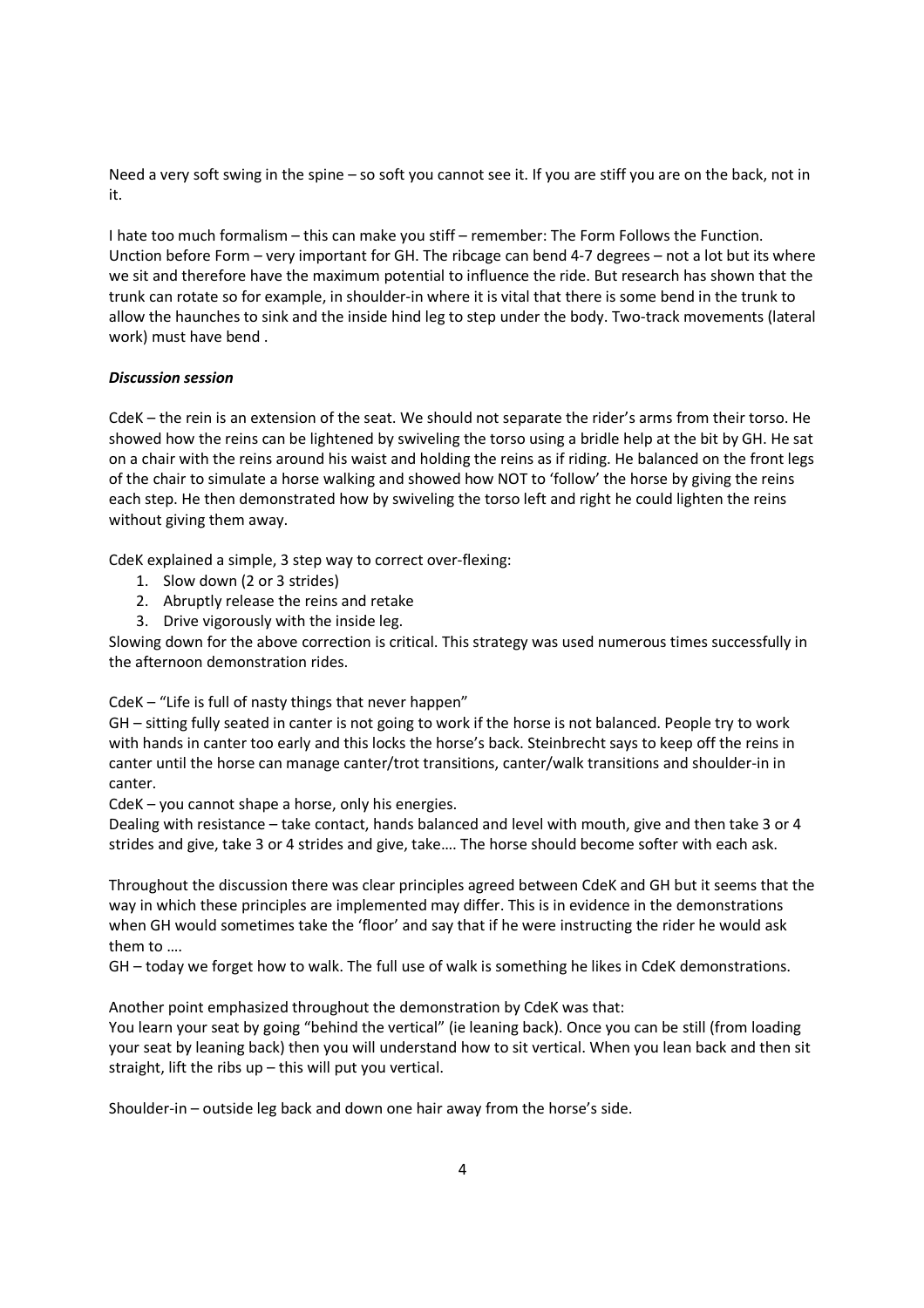Need a very soft swing in the spine – so soft you cannot see it. If you are stiff you are on the back, not in it.

I hate too much formalism – this can make you stiff – remember: The Form Follows the Function. Unction before Form – very important for GH. The ribcage can bend 4-7 degrees – not a lot but its where we sit and therefore have the maximum potential to influence the ride. But research has shown that the trunk can rotate so for example, in shoulder-in where it is vital that there is some bend in the trunk to allow the haunches to sink and the inside hind leg to step under the body. Two-track movements (lateral work) must have bend .

***Discussion session***

CdeK – the rein is an extension of the seat. We should not separate the rider's arms from their torso. He showed how the reins can be lightened by swiveling the torso using a bridle help at the bit by GH. He sat on a chair with the reins around his waist and holding the reins as if riding. He balanced on the front legs of the chair to simulate a horse walking and showed how NOT to 'follow' the horse by giving the reins each step. He then demonstrated how by swiveling the torso left and right he could lighten the reins without giving them away.

CdeK explained a simple, 3 step way to correct over-flexing:

1. Slow down (2 or 3 strides)
2. Abruptly release the reins and retake
3. Drive vigorously with the inside leg.

Slowing down for the above correction is critical. This strategy was used numerous times successfully in the afternoon demonstration rides.

CdeK – "Life is full of nasty things that never happen"

GH – sitting fully seated in canter is not going to work if the horse is not balanced. People try to work with hands in canter too early and this locks the horse's back. Steinbrecht says to keep off the reins in canter until the horse can manage canter/trot transitions, canter/walk transitions and shoulder-in in canter.

CdeK – you cannot shape a horse, only his energies.

Dealing with resistance – take contact, hands balanced and level with mouth, give and then take 3 or 4 strides and give, take 3 or 4 strides and give, take…. The horse should become softer with each ask.

Throughout the discussion there was clear principles agreed between CdeK and GH but it seems that the way in which these principles are implemented may differ. This is in evidence in the demonstrations when GH would sometimes take the 'floor' and say that if he were instructing the rider he would ask them to ….

GH – today we forget how to walk. The full use of walk is something he likes in CdeK demonstrations.

Another point emphasized throughout the demonstration by CdeK was that:

You learn your seat by going "behind the vertical" (ie leaning back). Once you can be still (from loading your seat by leaning back) then you will understand how to sit vertical. When you lean back and then sit straight, lift the ribs up – this will put you vertical.

Shoulder-in – outside leg back and down one hair away from the horse's side.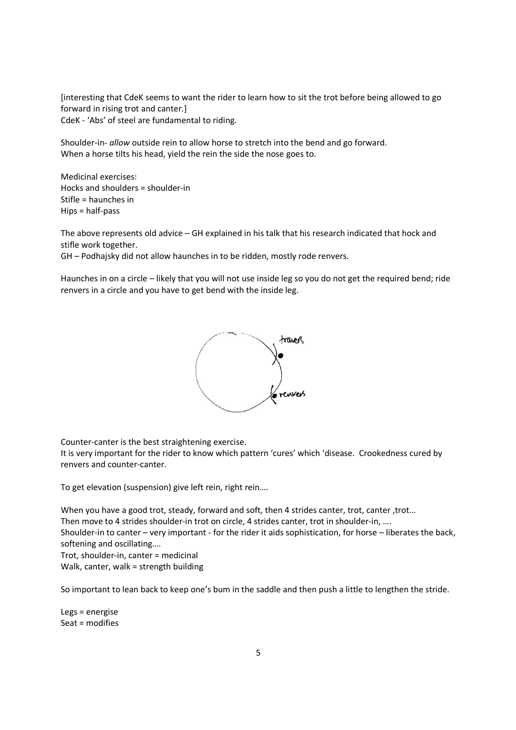[interesting that CdeK seems to want the rider to learn how to sit the trot before being allowed to go forward in rising trot and canter.]
CdeK - 'Abs' of steel are fundamental to riding.

Shoulder-in- *allow* outside rein to allow horse to stretch into the bend and go forward.
When a horse tilts his head, yield the rein the side the nose goes to.

Medicinal exercises:
Hocks and shoulders = shoulder-in
Stifle = haunches in
Hips = half-pass

The above represents old advice – GH explained in his talk that his research indicated that hock and stifle work together.
GH – Podhajsky did not allow haunches in to be ridden, mostly rode renvers.

Haunches in on a circle – likely that you will not use inside leg so you do not get the required bend; ride renvers in a circle and you have to get bend with the inside leg.

travers

renvers

Counter-canter is the best straightening exercise.
It is very important for the rider to know which pattern 'cures' which 'disease. Crookedness cured by renvers and counter-canter.

To get elevation (suspension) give left rein, right rein….

When you have a good trot, steady, forward and soft, then 4 strides canter, trot, canter ,trot…
Then move to 4 strides shoulder-in trot on circle, 4 strides canter, trot in shoulder-in, ….
Shoulder-in to canter – very important - for the rider it aids sophistication, for horse – liberates the back, softening and oscillating….
Trot, shoulder-in, canter = medicinal
Walk, canter, walk = strength building

So important to lean back to keep one's bum in the saddle and then push a little to lengthen the stride.

Legs = energise
Seat = modifies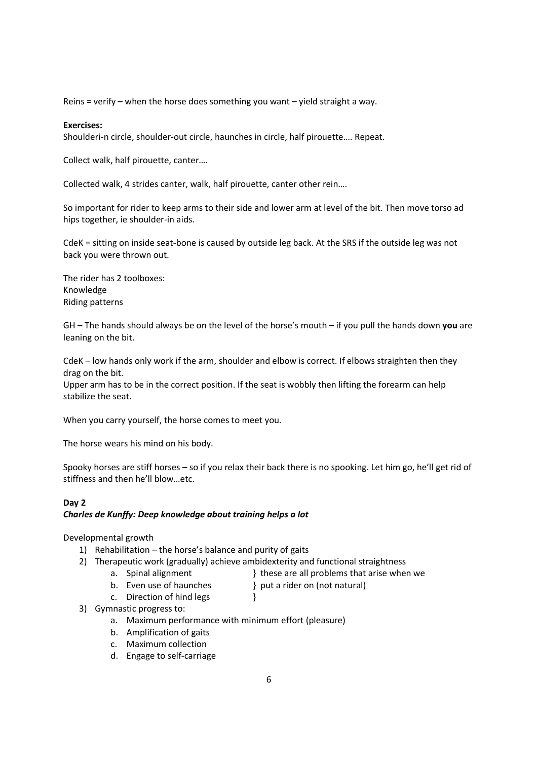Reins = verify – when the horse does something you want – yield straight a way.

**Exercises:**
Shoulderi-n circle, shoulder-out circle, haunches in circle, half pirouette…. Repeat.

Collect walk, half pirouette, canter….

Collected walk, 4 strides canter, walk, half pirouette, canter other rein….

So important for rider to keep arms to their side and lower arm at level of the bit. Then move torso ad hips together, ie shoulder-in aids.

CdeK = sitting on inside seat-bone is caused by outside leg back. At the SRS if the outside leg was not back you were thrown out.

The rider has 2 toolboxes:
Knowledge
Riding patterns

GH – The hands should always be on the level of the horse's mouth – if you pull the hands down **you** are leaning on the bit.

CdeK – low hands only work if the arm, shoulder and elbow is correct. If elbows straighten then they drag on the bit.
Upper arm has to be in the correct position. If the seat is wobbly then lifting the forearm can help stabilize the seat.

When you carry yourself, the horse comes to meet you.

The horse wears his mind on his body.

Spooky horses are stiff horses – so if you relax their back there is no spooking. Let him go, he'll get rid of stiffness and then he'll blow…etc.

**Day 2**
***Charles de Kunffy: Deep knowledge about training helps a lot***

Developmental growth

1) Rehabilitation – the horse's balance and purity of gaits
2) Therapeutic work (gradually) achieve ambidexterity and functional straightness
    a. Spinal alignment } these are all problems that arise when we
    b. Even use of haunches } put a rider on (not natural)
    c. Direction of hind legs }
3) Gymnastic progress to:
    a. Maximum performance with minimum effort (pleasure)
    b. Amplification of gaits
    c. Maximum collection
    d. Engage to self-carriage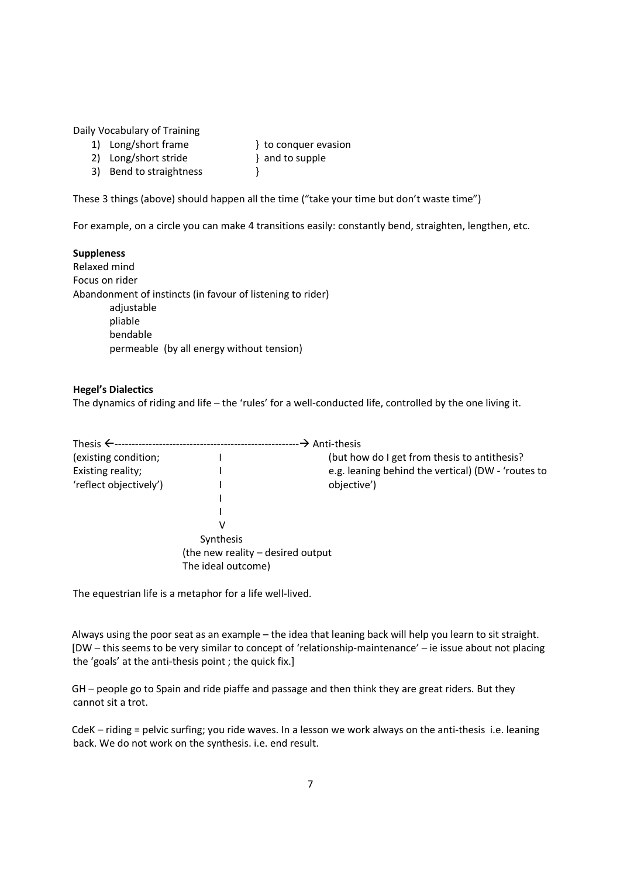Daily Vocabulary of Training

1) Long/short frame } to conquer evasion
2) Long/short stride } and to supple
3) Bend to straightness }

These 3 things (above) should happen all the time ("take your time but don't waste time")

For example, on a circle you can make 4 transitions easily: constantly bend, straighten, lengthen, etc.

**Suppleness**

Relaxed mind
Focus on rider
Abandonment of instincts (in favour of listening to rider)

- adjustable
- pliable
- bendable
- permeable (by all energy without tension)

**Hegel's Dialectics**

The dynamics of riding and life – the 'rules' for a well-conducted life, controlled by the one living it.

```
Thesis ←-----------------------------------------------------→ Anti-thesis
(existing condition;          I                  (but how do I get from thesis to antithesis?
Existing reality;             I                  e.g. leaning behind the vertical) (DW - 'routes to
'reflect objectively')        I                  objective')
                              I
                              I
                              V
                          Synthesis
                    (the new reality – desired output
                    The ideal outcome)
```

The equestrian life is a metaphor for a life well-lived.

Always using the poor seat as an example – the idea that leaning back will help you learn to sit straight. [DW – this seems to be very similar to concept of 'relationship-maintenance' – ie issue about not placing the 'goals' at the anti-thesis point ; the quick fix.]

GH – people go to Spain and ride piaffe and passage and then think they are great riders. But they cannot sit a trot.

CdeK – riding = pelvic surfing; you ride waves. In a lesson we work always on the anti-thesis i.e. leaning back. We do not work on the synthesis. i.e. end result.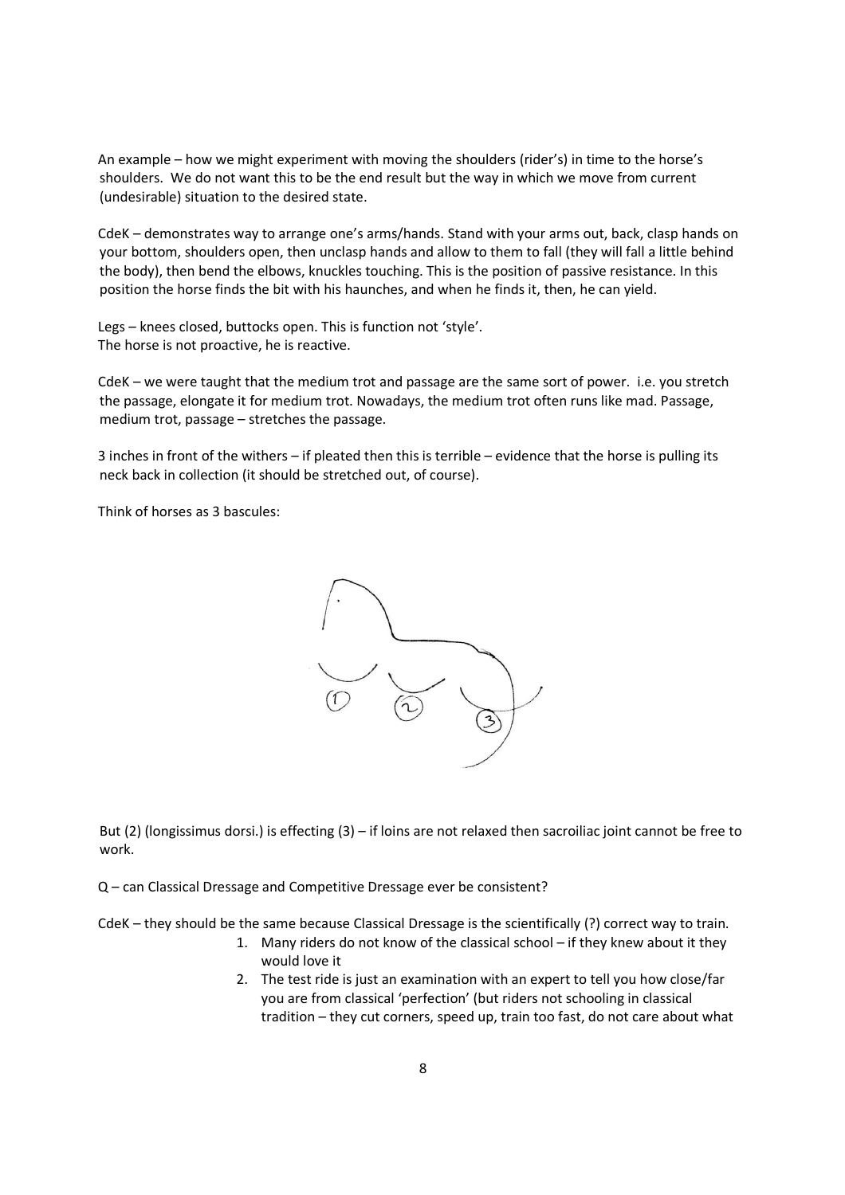An example – how we might experiment with moving the shoulders (rider's) in time to the horse's shoulders. We do not want this to be the end result but the way in which we move from current (undesirable) situation to the desired state.

CdeK – demonstrates way to arrange one's arms/hands. Stand with your arms out, back, clasp hands on your bottom, shoulders open, then unclasp hands and allow to them to fall (they will fall a little behind the body), then bend the elbows, knuckles touching. This is the position of passive resistance. In this position the horse finds the bit with his haunches, and when he finds it, then, he can yield.

Legs – knees closed, buttocks open. This is function not 'style'.
The horse is not proactive, he is reactive.

CdeK – we were taught that the medium trot and passage are the same sort of power. i.e. you stretch the passage, elongate it for medium trot. Nowadays, the medium trot often runs like mad. Passage, medium trot, passage – stretches the passage.

3 inches in front of the withers – if pleated then this is terrible – evidence that the horse is pulling its neck back in collection (it should be stretched out, of course).

Think of horses as 3 bascules:

But (2) (longissimus dorsi.) is effecting (3) – if loins are not relaxed then sacroiliac joint cannot be free to work.

Q – can Classical Dressage and Competitive Dressage ever be consistent?

CdeK – they should be the same because Classical Dressage is the scientifically (?) correct way to train.

1. Many riders do not know of the classical school – if they knew about it they would love it
2. The test ride is just an examination with an expert to tell you how close/far you are from classical 'perfection' (but riders not schooling in classical tradition – they cut corners, speed up, train too fast, do not care about what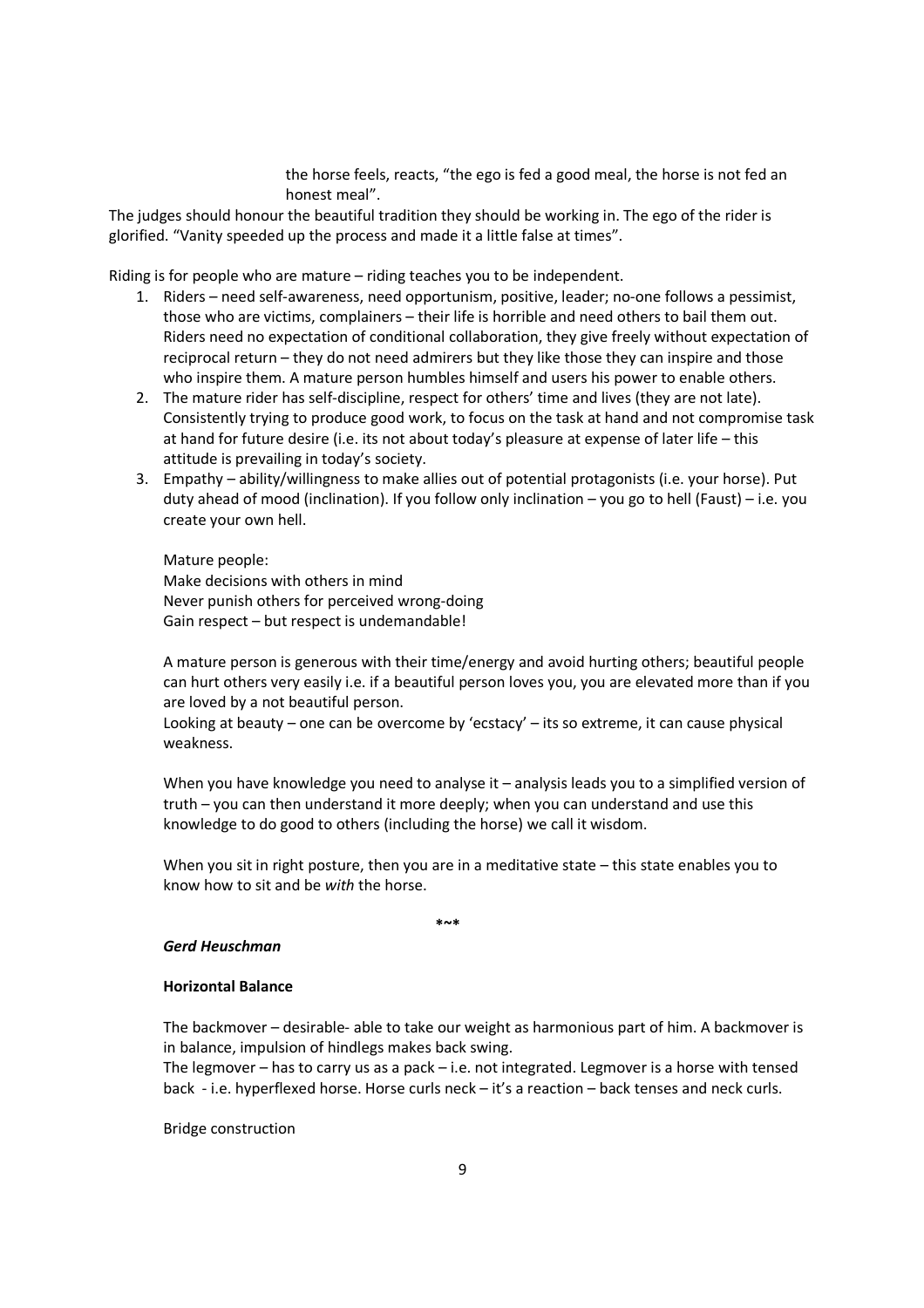the horse feels, reacts, "the ego is fed a good meal, the horse is not fed an honest meal".

The judges should honour the beautiful tradition they should be working in. The ego of the rider is glorified. "Vanity speeded up the process and made it a little false at times".

Riding is for people who are mature – riding teaches you to be independent.

1. Riders – need self-awareness, need opportunism, positive, leader; no-one follows a pessimist, those who are victims, complainers – their life is horrible and need others to bail them out. Riders need no expectation of conditional collaboration, they give freely without expectation of reciprocal return – they do not need admirers but they like those they can inspire and those who inspire them. A mature person humbles himself and users his power to enable others.
2. The mature rider has self-discipline, respect for others' time and lives (they are not late). Consistently trying to produce good work, to focus on the task at hand and not compromise task at hand for future desire (i.e. its not about today's pleasure at expense of later life – this attitude is prevailing in today's society.
3. Empathy – ability/willingness to make allies out of potential protagonists (i.e. your horse). Put duty ahead of mood (inclination). If you follow only inclination – you go to hell (Faust) – i.e. you create your own hell.

   Mature people:
   Make decisions with others in mind
   Never punish others for perceived wrong-doing
   Gain respect – but respect is undemandable!

   A mature person is generous with their time/energy and avoid hurting others; beautiful people can hurt others very easily i.e. if a beautiful person loves you, you are elevated more than if you are loved by a not beautiful person.
   Looking at beauty – one can be overcome by 'ecstacy' – its so extreme, it can cause physical weakness.

   When you have knowledge you need to analyse it – analysis leads you to a simplified version of truth – you can then understand it more deeply; when you can understand and use this knowledge to do good to others (including the horse) we call it wisdom.

   When you sit in right posture, then you are in a meditative state – this state enables you to know how to sit and be *with* the horse.

*~*

***Gerd Heuschman***

**Horizontal Balance**

The backmover – desirable- able to take our weight as harmonious part of him. A backmover is in balance, impulsion of hindlegs makes back swing.
The legmover – has to carry us as a pack – i.e. not integrated. Legmover is a horse with tensed back - i.e. hyperflexed horse. Horse curls neck – it's a reaction – back tenses and neck curls.

Bridge construction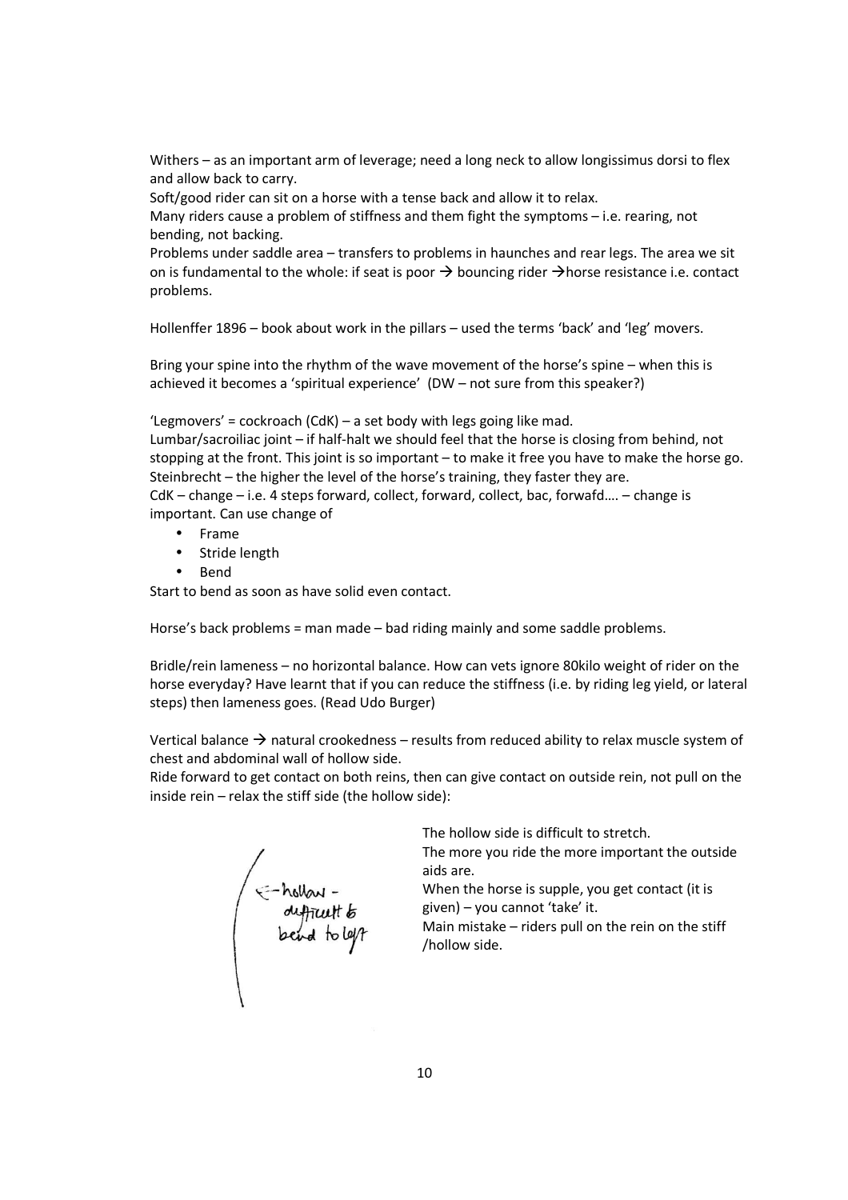Withers – as an important arm of leverage; need a long neck to allow longissimus dorsi to flex and allow back to carry.
Soft/good rider can sit on a horse with a tense back and allow it to relax.
Many riders cause a problem of stiffness and them fight the symptoms – i.e. rearing, not bending, not backing.
Problems under saddle area – transfers to problems in haunches and rear legs. The area we sit on is fundamental to the whole: if seat is poor → bouncing rider →horse resistance i.e. contact problems.

Hollenffer 1896 – book about work in the pillars – used the terms 'back' and 'leg' movers.

Bring your spine into the rhythm of the wave movement of the horse's spine – when this is achieved it becomes a 'spiritual experience' (DW – not sure from this speaker?)

'Legmovers' = cockroach (CdK) – a set body with legs going like mad.
Lumbar/sacroiliac joint – if half-halt we should feel that the horse is closing from behind, not stopping at the front. This joint is so important – to make it free you have to make the horse go.
Steinbrecht – the higher the level of the horse's training, they faster they are.
CdK – change – i.e. 4 steps forward, collect, forward, collect, bac, forwafd…. – change is important. Can use change of

- Frame
- Stride length
- Bend

Start to bend as soon as have solid even contact.

Horse's back problems = man made – bad riding mainly and some saddle problems.

Bridle/rein lameness – no horizontal balance. How can vets ignore 80kilo weight of rider on the horse everyday? Have learnt that if you can reduce the stiffness (i.e. by riding leg yield, or lateral steps) then lameness goes. (Read Udo Burger)

Vertical balance → natural crookedness – results from reduced ability to relax muscle system of chest and abdominal wall of hollow side.
Ride forward to get contact on both reins, then can give contact on outside rein, not pull on the inside rein – relax the stiff side (the hollow side):

← hollow - difficult to bend to left

The hollow side is difficult to stretch.
The more you ride the more important the outside aids are.
When the horse is supple, you get contact (it is given) – you cannot 'take' it.
Main mistake – riders pull on the rein on the stiff /hollow side.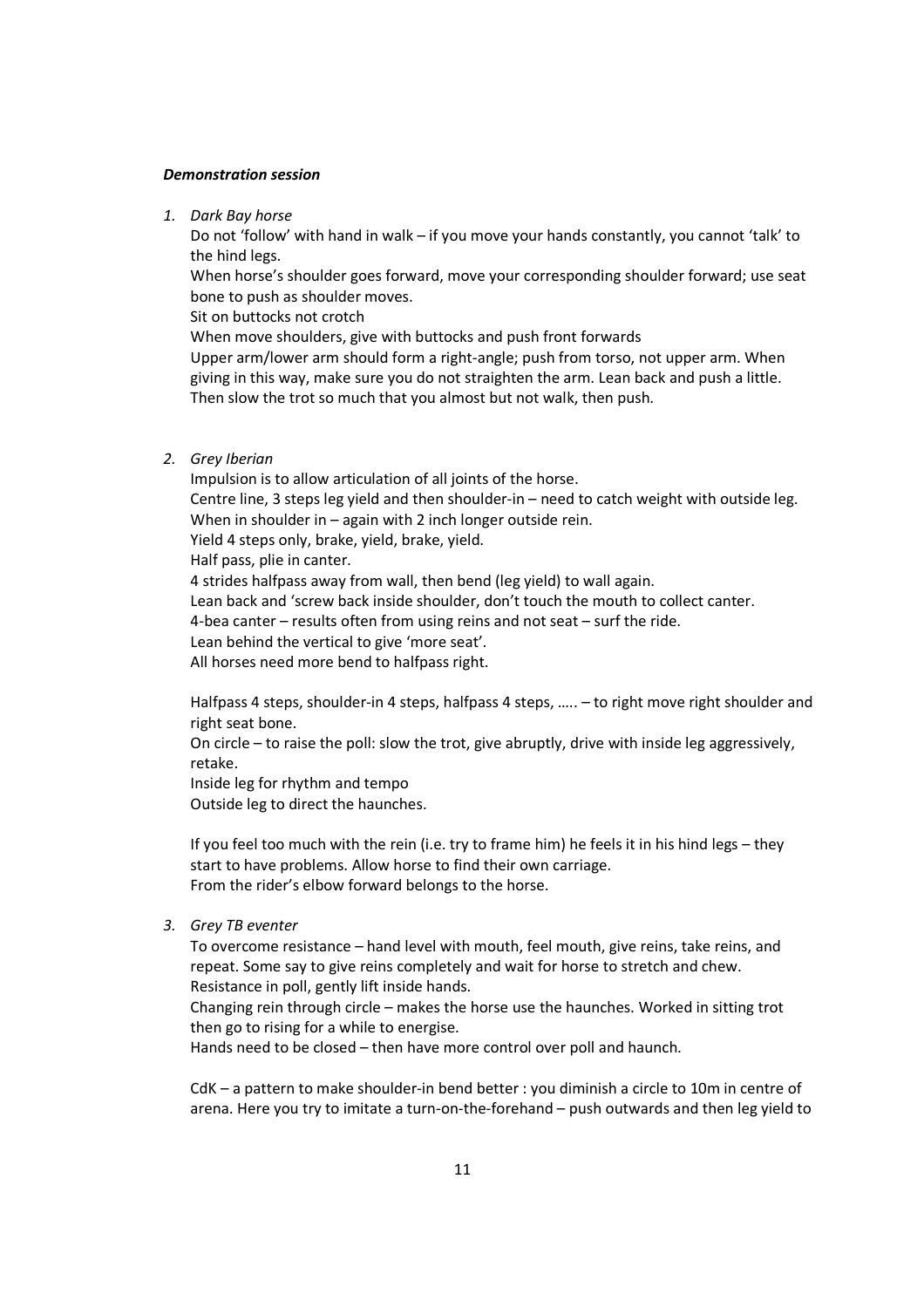***Demonstration session***

1. *Dark Bay horse*

   Do not 'follow' with hand in walk – if you move your hands constantly, you cannot 'talk' to the hind legs.
   When horse's shoulder goes forward, move your corresponding shoulder forward; use seat bone to push as shoulder moves.
   Sit on buttocks not crotch
   When move shoulders, give with buttocks and push front forwards
   Upper arm/lower arm should form a right-angle; push from torso, not upper arm. When giving in this way, make sure you do not straighten the arm. Lean back and push a little. Then slow the trot so much that you almost but not walk, then push.

2. *Grey Iberian*

   Impulsion is to allow articulation of all joints of the horse.
   Centre line, 3 steps leg yield and then shoulder-in – need to catch weight with outside leg.
   When in shoulder in – again with 2 inch longer outside rein.
   Yield 4 steps only, brake, yield, brake, yield.
   Half pass, plie in canter.
   4 strides halfpass away from wall, then bend (leg yield) to wall again.
   Lean back and 'screw back inside shoulder, don't touch the mouth to collect canter.
   4-bea canter – results often from using reins and not seat – surf the ride.
   Lean behind the vertical to give 'more seat'.
   All horses need more bend to halfpass right.

   Halfpass 4 steps, shoulder-in 4 steps, halfpass 4 steps, ….. – to right move right shoulder and right seat bone.
   On circle – to raise the poll: slow the trot, give abruptly, drive with inside leg aggressively, retake.
   Inside leg for rhythm and tempo
   Outside leg to direct the haunches.

   If you feel too much with the rein (i.e. try to frame him) he feels it in his hind legs – they start to have problems. Allow horse to find their own carriage.
   From the rider's elbow forward belongs to the horse.

3. *Grey TB eventer*

   To overcome resistance – hand level with mouth, feel mouth, give reins, take reins, and repeat. Some say to give reins completely and wait for horse to stretch and chew.
   Resistance in poll, gently lift inside hands.
   Changing rein through circle – makes the horse use the haunches. Worked in sitting trot then go to rising for a while to energise.
   Hands need to be closed – then have more control over poll and haunch.

   CdK – a pattern to make shoulder-in bend better : you diminish a circle to 10m in centre of arena. Here you try to imitate a turn-on-the-forehand – push outwards and then leg yield to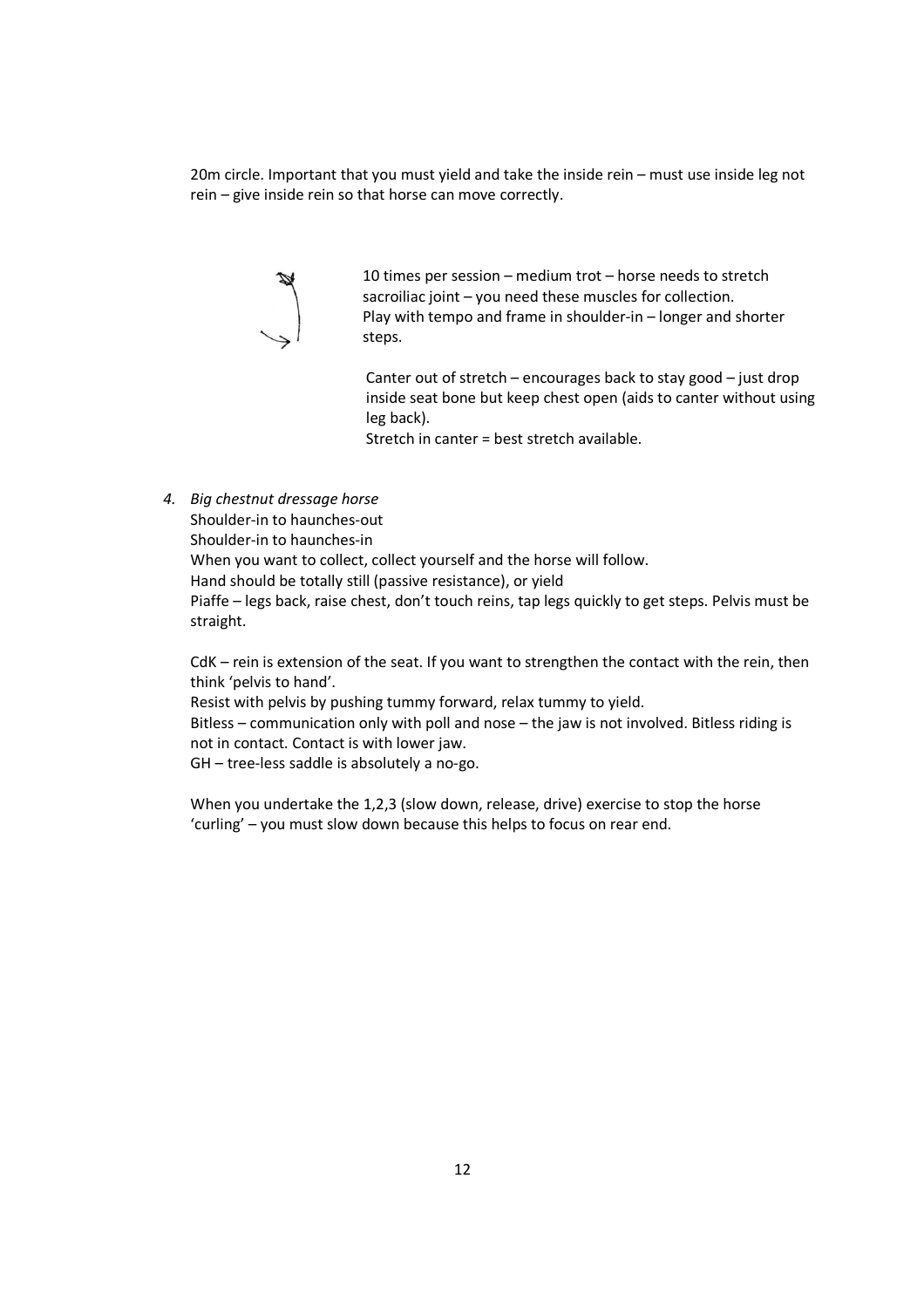20m circle. Important that you must yield and take the inside rein – must use inside leg not rein – give inside rein so that horse can move correctly.

10 times per session – medium trot – horse needs to stretch sacroiliac joint – you need these muscles for collection.
Play with tempo and frame in shoulder-in – longer and shorter steps.

Canter out of stretch – encourages back to stay good – just drop inside seat bone but keep chest open (aids to canter without using leg back).
Stretch in canter = best stretch available.

4. *Big chestnut dressage horse*

Shoulder-in to haunches-out
Shoulder-in to haunches-in
When you want to collect, collect yourself and the horse will follow.
Hand should be totally still (passive resistance), or yield
Piaffe – legs back, raise chest, don't touch reins, tap legs quickly to get steps. Pelvis must be straight.

CdK – rein is extension of the seat. If you want to strengthen the contact with the rein, then think 'pelvis to hand'.
Resist with pelvis by pushing tummy forward, relax tummy to yield.
Bitless – communication only with poll and nose – the jaw is not involved. Bitless riding is not in contact. Contact is with lower jaw.
GH – tree-less saddle is absolutely a no-go.

When you undertake the 1,2,3 (slow down, release, drive) exercise to stop the horse 'curling' – you must slow down because this helps to focus on rear end.